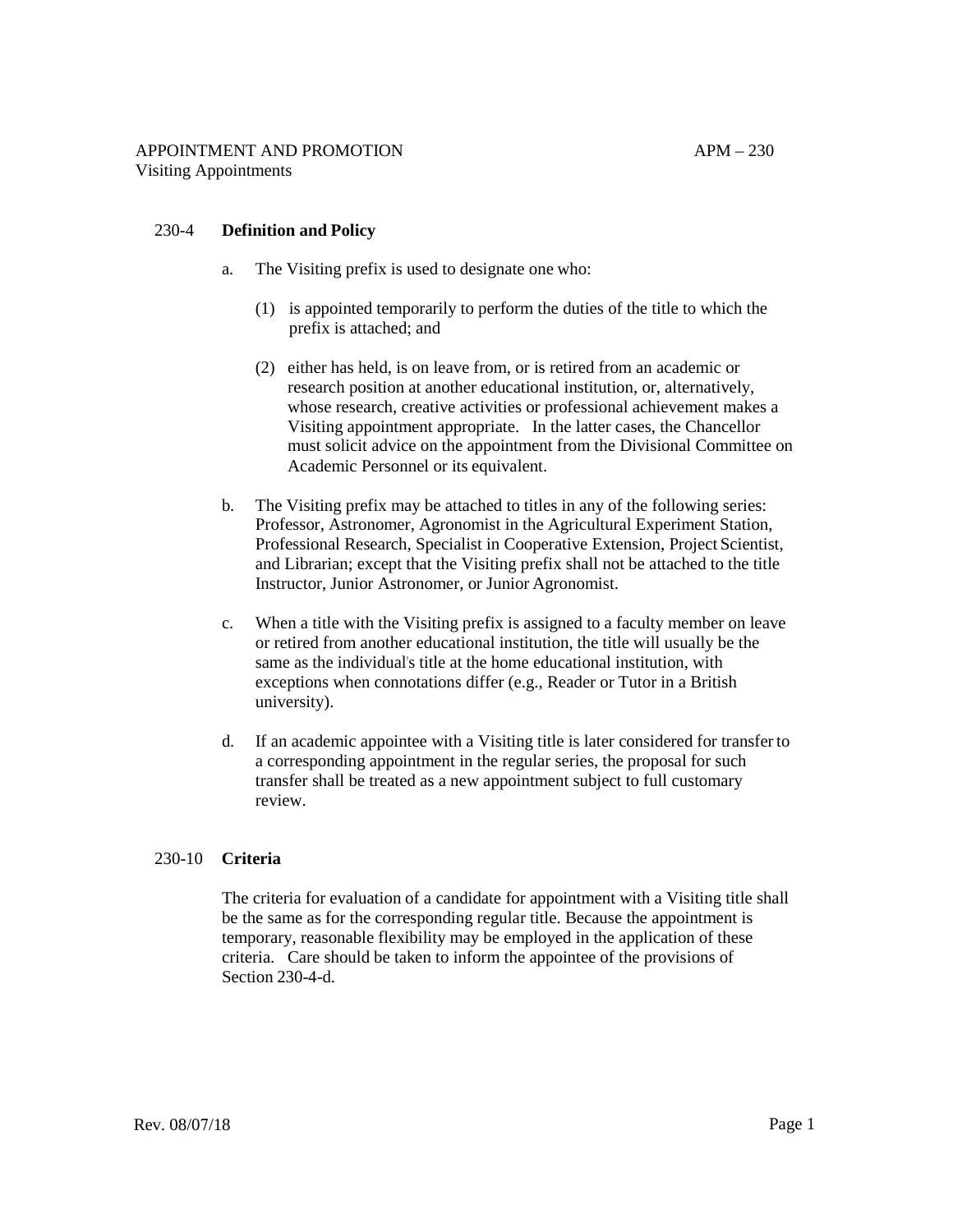## 230-4 **Definition and Policy**

a. The Visiting prefix is used to designate one who:

   (1) is appointed temporarily to perform the duties of the title to which the prefix is attached; and

   (2) either has held, is on leave from, or is retired from an academic or research position at another educational institution, or, alternatively, whose research, creative activities or professional achievement makes a Visiting appointment appropriate. In the latter cases, the Chancellor must solicit advice on the appointment from the Divisional Committee on Academic Personnel or its equivalent.

b. The Visiting prefix may be attached to titles in any of the following series: Professor, Astronomer, Agronomist in the Agricultural Experiment Station, Professional Research, Specialist in Cooperative Extension, Project Scientist, and Librarian; except that the Visiting prefix shall not be attached to the title Instructor, Junior Astronomer, or Junior Agronomist.

c. When a title with the Visiting prefix is assigned to a faculty member on leave or retired from another educational institution, the title will usually be the same as the individual's title at the home educational institution, with exceptions when connotations differ (e.g., Reader or Tutor in a British university).

d. If an academic appointee with a Visiting title is later considered for transfer to a corresponding appointment in the regular series, the proposal for such transfer shall be treated as a new appointment subject to full customary review.

## 230-10 **Criteria**

The criteria for evaluation of a candidate for appointment with a Visiting title shall be the same as for the corresponding regular title. Because the appointment is temporary, reasonable flexibility may be employed in the application of these criteria. Care should be taken to inform the appointee of the provisions of Section 230-4-d.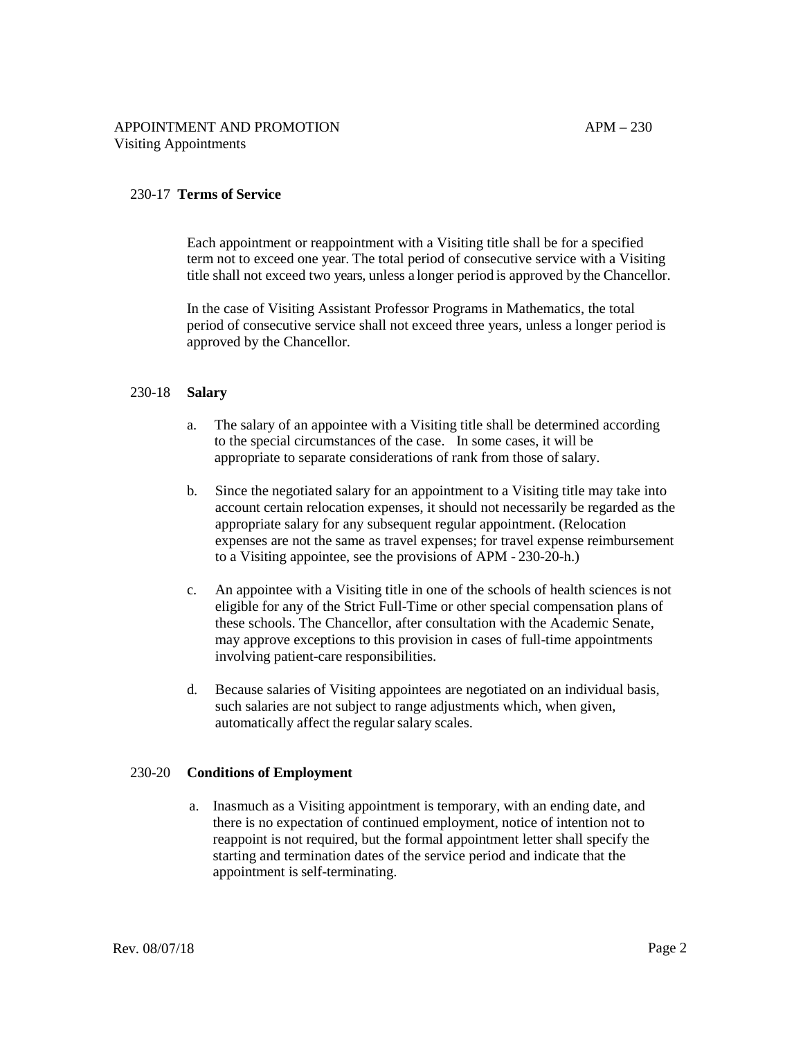## 230-17 **Terms of Service**

Each appointment or reappointment with a Visiting title shall be for a specified term not to exceed one year. The total period of consecutive service with a Visiting title shall not exceed two years, unless a longer period is approved by the Chancellor.

In the case of Visiting Assistant Professor Programs in Mathematics, the total period of consecutive service shall not exceed three years, unless a longer period is approved by the Chancellor.

## 230-18 **Salary**

a. The salary of an appointee with a Visiting title shall be determined according to the special circumstances of the case. In some cases, it will be appropriate to separate considerations of rank from those of salary.

b. Since the negotiated salary for an appointment to a Visiting title may take into account certain relocation expenses, it should not necessarily be regarded as the appropriate salary for any subsequent regular appointment. (Relocation expenses are not the same as travel expenses; for travel expense reimbursement to a Visiting appointee, see the provisions of APM - 230-20-h.)

c. An appointee with a Visiting title in one of the schools of health sciences is not eligible for any of the Strict Full-Time or other special compensation plans of these schools. The Chancellor, after consultation with the Academic Senate, may approve exceptions to this provision in cases of full-time appointments involving patient-care responsibilities.

d. Because salaries of Visiting appointees are negotiated on an individual basis, such salaries are not subject to range adjustments which, when given, automatically affect the regular salary scales.

## 230-20 **Conditions of Employment**

a. Inasmuch as a Visiting appointment is temporary, with an ending date, and there is no expectation of continued employment, notice of intention not to reappoint is not required, but the formal appointment letter shall specify the starting and termination dates of the service period and indicate that the appointment is self-terminating.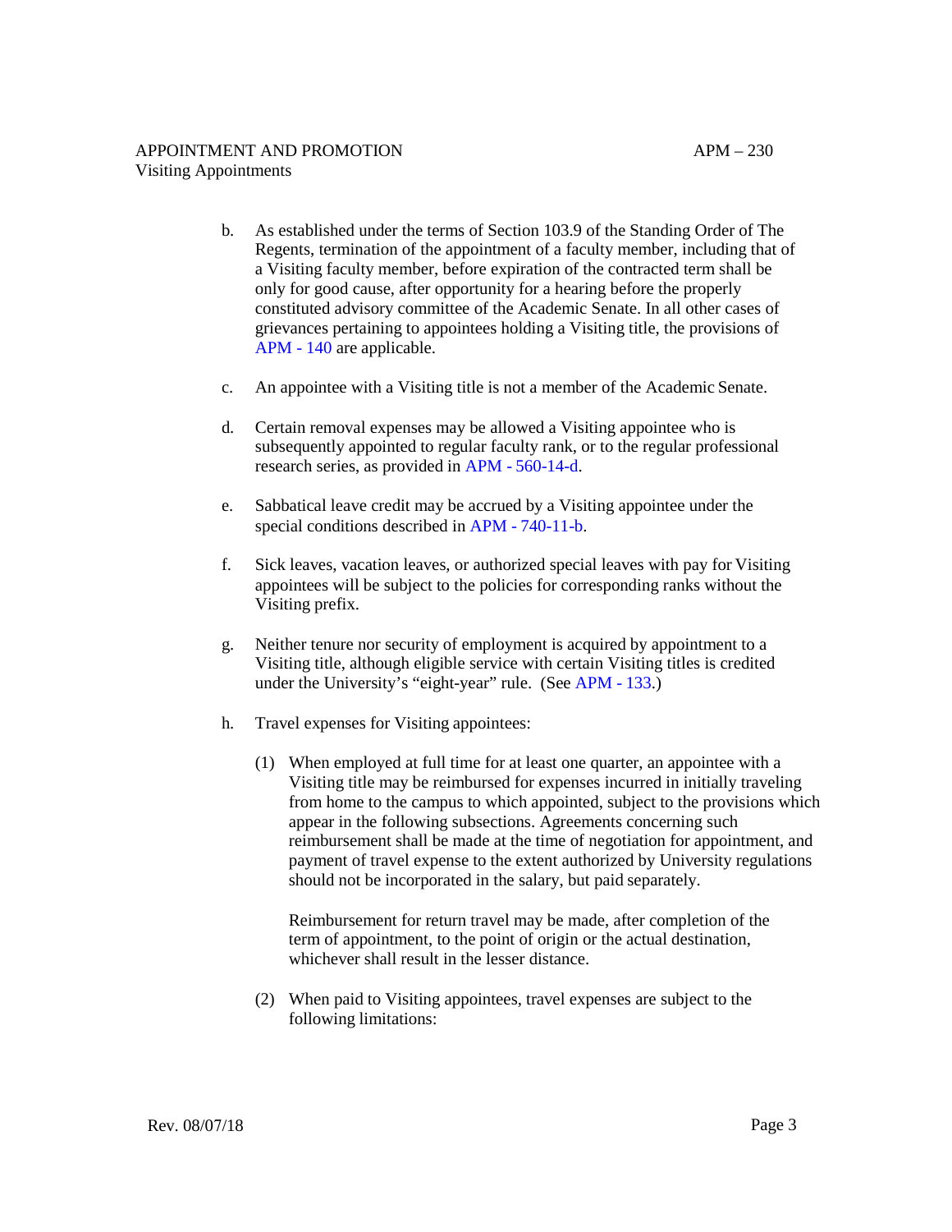b. As established under the terms of Section 103.9 of the Standing Order of The Regents, termination of the appointment of a faculty member, including that of a Visiting faculty member, before expiration of the contracted term shall be only for good cause, after opportunity for a hearing before the properly constituted advisory committee of the Academic Senate. In all other cases of grievances pertaining to appointees holding a Visiting title, the provisions of APM - 140 are applicable.

c. An appointee with a Visiting title is not a member of the Academic Senate.

d. Certain removal expenses may be allowed a Visiting appointee who is subsequently appointed to regular faculty rank, or to the regular professional research series, as provided in APM - 560-14-d.

e. Sabbatical leave credit may be accrued by a Visiting appointee under the special conditions described in APM - 740-11-b.

f. Sick leaves, vacation leaves, or authorized special leaves with pay for Visiting appointees will be subject to the policies for corresponding ranks without the Visiting prefix.

g. Neither tenure nor security of employment is acquired by appointment to a Visiting title, although eligible service with certain Visiting titles is credited under the University's "eight-year" rule. (See APM - 133.)

h. Travel expenses for Visiting appointees:

   (1) When employed at full time for at least one quarter, an appointee with a Visiting title may be reimbursed for expenses incurred in initially traveling from home to the campus to which appointed, subject to the provisions which appear in the following subsections. Agreements concerning such reimbursement shall be made at the time of negotiation for appointment, and payment of travel expense to the extent authorized by University regulations should not be incorporated in the salary, but paid separately.

   Reimbursement for return travel may be made, after completion of the term of appointment, to the point of origin or the actual destination, whichever shall result in the lesser distance.

   (2) When paid to Visiting appointees, travel expenses are subject to the following limitations: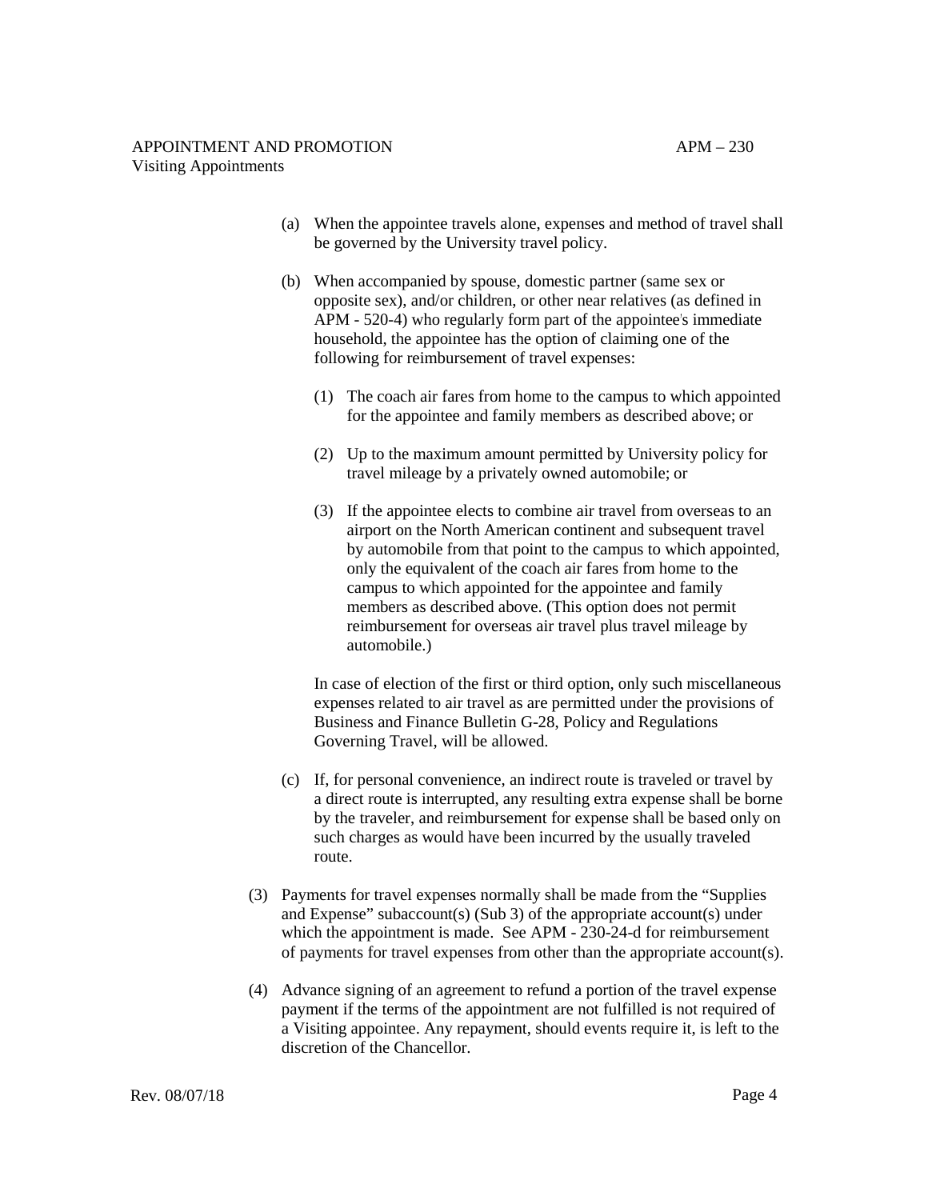(a) When the appointee travels alone, expenses and method of travel shall be governed by the University travel policy.

(b) When accompanied by spouse, domestic partner (same sex or opposite sex), and/or children, or other near relatives (as defined in APM - 520-4) who regularly form part of the appointee's immediate household, the appointee has the option of claiming one of the following for reimbursement of travel expenses:

   (1) The coach air fares from home to the campus to which appointed for the appointee and family members as described above; or

   (2) Up to the maximum amount permitted by University policy for travel mileage by a privately owned automobile; or

   (3) If the appointee elects to combine air travel from overseas to an airport on the North American continent and subsequent travel by automobile from that point to the campus to which appointed, only the equivalent of the coach air fares from home to the campus to which appointed for the appointee and family members as described above. (This option does not permit reimbursement for overseas air travel plus travel mileage by automobile.)

   In case of election of the first or third option, only such miscellaneous expenses related to air travel as are permitted under the provisions of Business and Finance Bulletin G-28, Policy and Regulations Governing Travel, will be allowed.

(c) If, for personal convenience, an indirect route is traveled or travel by a direct route is interrupted, any resulting extra expense shall be borne by the traveler, and reimbursement for expense shall be based only on such charges as would have been incurred by the usually traveled route.

(3) Payments for travel expenses normally shall be made from the "Supplies and Expense" subaccount(s) (Sub 3) of the appropriate account(s) under which the appointment is made. See APM - 230-24-d for reimbursement of payments for travel expenses from other than the appropriate account(s).

(4) Advance signing of an agreement to refund a portion of the travel expense payment if the terms of the appointment are not fulfilled is not required of a Visiting appointee. Any repayment, should events require it, is left to the discretion of the Chancellor.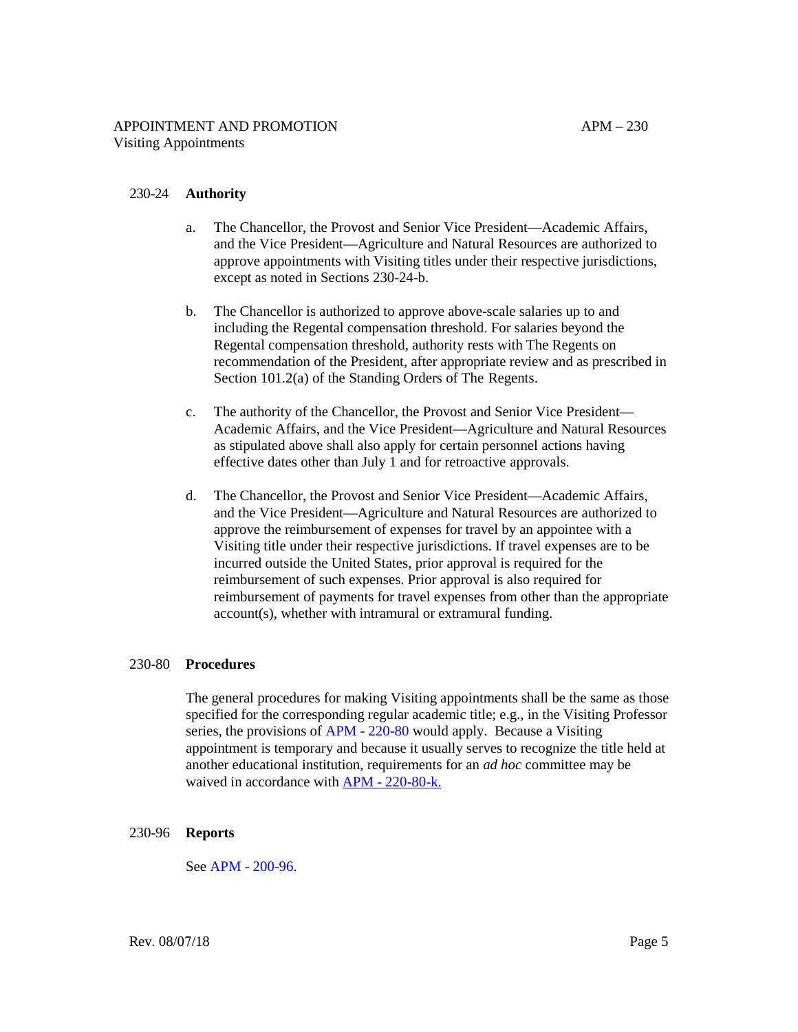## 230-24 Authority

a. The Chancellor, the Provost and Senior Vice President—Academic Affairs, and the Vice President—Agriculture and Natural Resources are authorized to approve appointments with Visiting titles under their respective jurisdictions, except as noted in Sections 230-24-b.

b. The Chancellor is authorized to approve above-scale salaries up to and including the Regental compensation threshold. For salaries beyond the Regental compensation threshold, authority rests with The Regents on recommendation of the President, after appropriate review and as prescribed in Section 101.2(a) of the Standing Orders of The Regents.

c. The authority of the Chancellor, the Provost and Senior Vice President—Academic Affairs, and the Vice President—Agriculture and Natural Resources as stipulated above shall also apply for certain personnel actions having effective dates other than July 1 and for retroactive approvals.

d. The Chancellor, the Provost and Senior Vice President—Academic Affairs, and the Vice President—Agriculture and Natural Resources are authorized to approve the reimbursement of expenses for travel by an appointee with a Visiting title under their respective jurisdictions. If travel expenses are to be incurred outside the United States, prior approval is required for the reimbursement of such expenses. Prior approval is also required for reimbursement of payments for travel expenses from other than the appropriate account(s), whether with intramural or extramural funding.

## 230-80 Procedures

The general procedures for making Visiting appointments shall be the same as those specified for the corresponding regular academic title; e.g., in the Visiting Professor series, the provisions of APM - 220-80 would apply. Because a Visiting appointment is temporary and because it usually serves to recognize the title held at another educational institution, requirements for an *ad hoc* committee may be waived in accordance with APM - 220-80-k.

## 230-96 Reports

See APM - 200-96.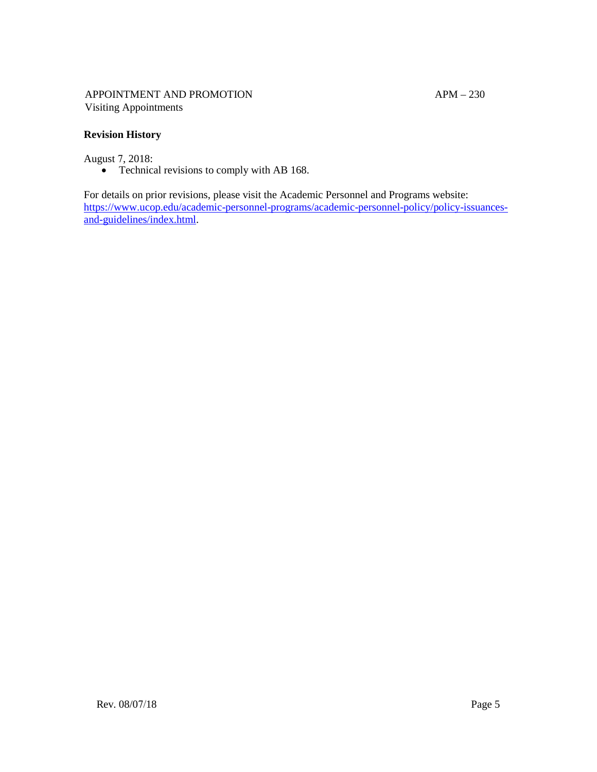**Revision History**

August 7, 2018:

- Technical revisions to comply with AB 168.

For details on prior revisions, please visit the Academic Personnel and Programs website: https://www.ucop.edu/academic-personnel-programs/academic-personnel-policy/policy-issuances-and-guidelines/index.html.